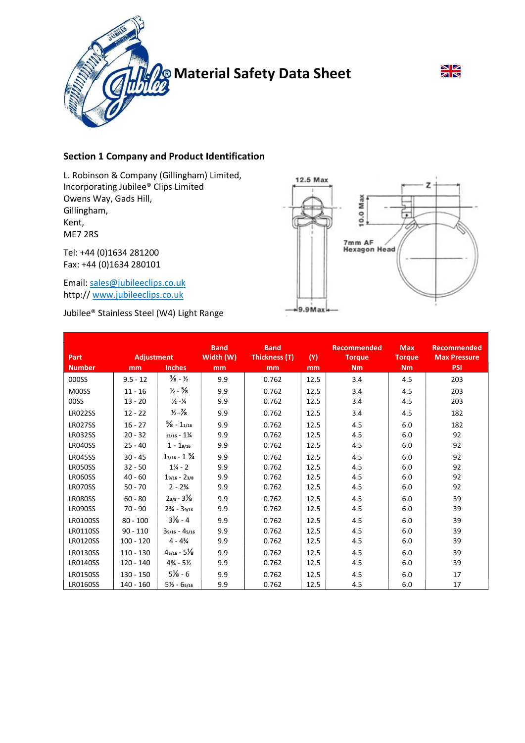# Material Safety Data Sheet

## Section 1 Company and Product Identification

L. Robinson & Company (Gillingham) Limited,
Incorporating Jubilee® Clips Limited
Owens Way, Gads Hill,
Gillingham,
Kent,
ME7 2RS

Tel: +44 (0)1634 281200
Fax: +44 (0)1634 280101

Email: sales@jubileeclips.co.uk
http:// www.jubileeclips.co.uk

Jubilee® Stainless Steel (W4) Light Range

12.5 Max
10.0 Max
Z
7mm AF Hexagon Head
9.9Max

| Part Number | Adjustment mm | Adjustment Inches | Band Width (W) mm | Band Thickness (T) mm | (Y) mm | Recommended Torque Nm | Max Torque Nm | Recommended Max Pressure PSI |
|---|---|---|---|---|---|---|---|---|
| 000SS | 9.5 - 12 | ⅜ - ½ | 9.9 | 0.762 | 12.5 | 3.4 | 4.5 | 203 |
| M00SS | 11 - 16 | ½ - ⅝ | 9.9 | 0.762 | 12.5 | 3.4 | 4.5 | 203 |
| 00SS | 13 - 20 | ½ -¾ | 9.9 | 0.762 | 12.5 | 3.4 | 4.5 | 203 |
| LR022SS | 12 - 22 | ½ -⅞ | 9.9 | 0.762 | 12.5 | 3.4 | 4.5 | 182 |
| LR027SS | 16 - 27 | ⅝ - 1 1/16 | 9.9 | 0.762 | 12.5 | 4.5 | 6.0 | 182 |
| LR032SS | 20 - 32 | 13/16 - 1¼ | 9.9 | 0.762 | 12.5 | 4.5 | 6.0 | 92 |
| LR040SS | 25 - 40 | 1 - 1 9/16 | 9.9 | 0.762 | 12.5 | 4.5 | 6.0 | 92 |
| LR045SS | 30 - 45 | 1 3/16 - 1 ¾ | 9.9 | 0.762 | 12.5 | 4.5 | 6.0 | 92 |
| LR050SS | 32 - 50 | 1¼ - 2 | 9.9 | 0.762 | 12.5 | 4.5 | 6.0 | 92 |
| LR060SS | 40 - 60 | 1 9/16 - 2 3/8 | 9.9 | 0.762 | 12.5 | 4.5 | 6.0 | 92 |
| LR070SS | 50 - 70 | 2 - 2¾ | 9.9 | 0.762 | 12.5 | 4.5 | 6.0 | 92 |
| LR080SS | 60 - 80 | 2 3/8 - 3⅛ | 9.9 | 0.762 | 12.5 | 4.5 | 6.0 | 39 |
| LR090SS | 70 - 90 | 2¾ - 3 9/16 | 9.9 | 0.762 | 12.5 | 4.5 | 6.0 | 39 |
| LR0100SS | 80 - 100 | 3⅛ - 4 | 9.9 | 0.762 | 12.5 | 4.5 | 6.0 | 39 |
| LR0110SS | 90 - 110 | 3 9/16 - 4 5/16 | 9.9 | 0.762 | 12.5 | 4.5 | 6.0 | 39 |
| LR0120SS | 100 - 120 | 4 - 4¾ | 9.9 | 0.762 | 12.5 | 4.5 | 6.0 | 39 |
| LR0130SS | 110 - 130 | 4 5/16 - 5⅛ | 9.9 | 0.762 | 12.5 | 4.5 | 6.0 | 39 |
| LR0140SS | 120 - 140 | 4¾ - 5½ | 9.9 | 0.762 | 12.5 | 4.5 | 6.0 | 39 |
| LR0150SS | 130 - 150 | 5⅛ - 6 | 9.9 | 0.762 | 12.5 | 4.5 | 6.0 | 17 |
| LR0160SS | 140 - 160 | 5½ - 6 5/16 | 9.9 | 0.762 | 12.5 | 4.5 | 6.0 | 17 |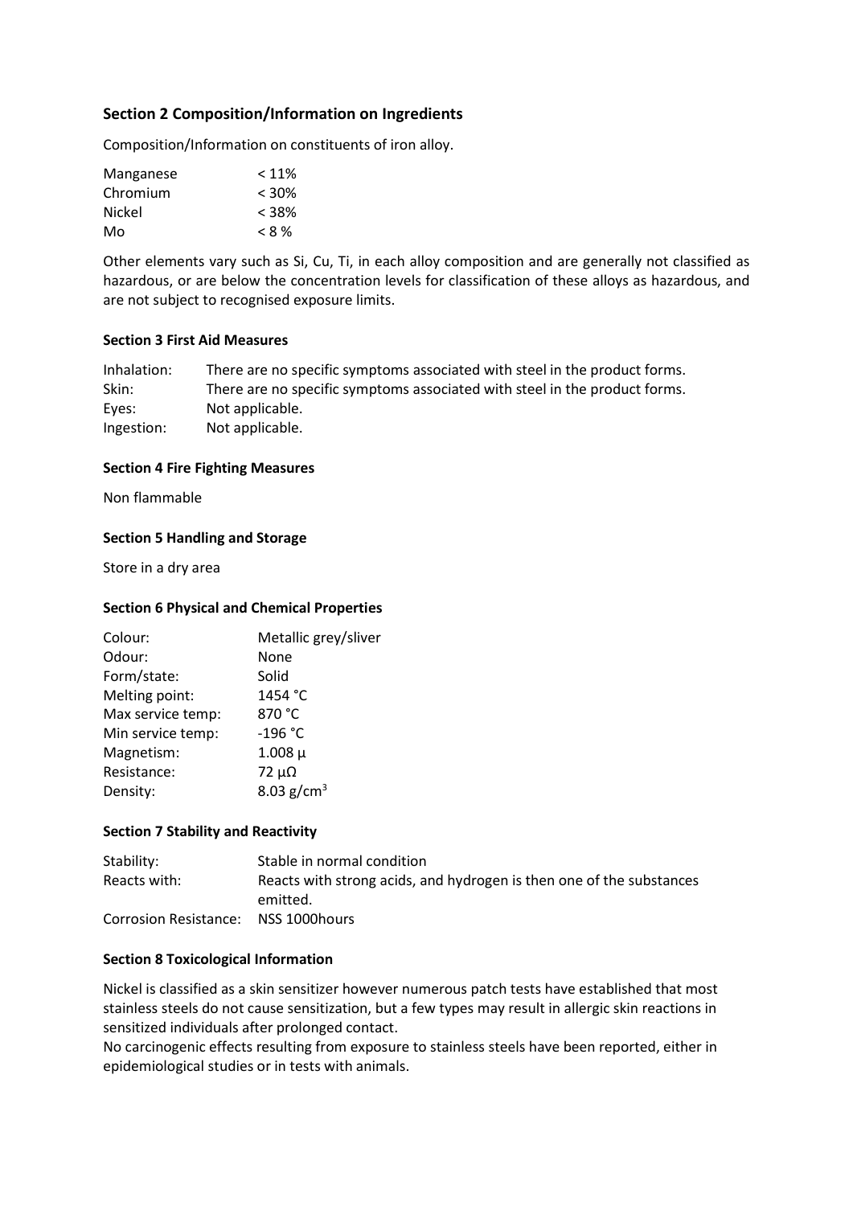## Section 2 Composition/Information on Ingredients

Composition/Information on constituents of iron alloy.

| | |
|---|---|
| Manganese | < 11% |
| Chromium | < 30% |
| Nickel | < 38% |
| Mo | < 8 % |

Other elements vary such as Si, Cu, Ti, in each alloy composition and are generally not classified as hazardous, or are below the concentration levels for classification of these alloys as hazardous, and are not subject to recognised exposure limits.

### Section 3 First Aid Measures

| | |
|---|---|
| Inhalation: | There are no specific symptoms associated with steel in the product forms. |
| Skin: | There are no specific symptoms associated with steel in the product forms. |
| Eyes: | Not applicable. |
| Ingestion: | Not applicable. |

### Section 4 Fire Fighting Measures

Non flammable

### Section 5 Handling and Storage

Store in a dry area

### Section 6 Physical and Chemical Properties

| | |
|---|---|
| Colour: | Metallic grey/sliver |
| Odour: | None |
| Form/state: | Solid |
| Melting point: | 1454 °C |
| Max service temp: | 870 °C |
| Min service temp: | -196 °C |
| Magnetism: | 1.008 μ |
| Resistance: | 72 μΩ |
| Density: | 8.03 $g/cm^3$ |

### Section 7 Stability and Reactivity

| | |
|---|---|
| Stability: | Stable in normal condition |
| Reacts with: | Reacts with strong acids, and hydrogen is then one of the substances emitted. |
| Corrosion Resistance: | NSS 1000hours |

### Section 8 Toxicological Information

Nickel is classified as a skin sensitizer however numerous patch tests have established that most stainless steels do not cause sensitization, but a few types may result in allergic skin reactions in sensitized individuals after prolonged contact.
No carcinogenic effects resulting from exposure to stainless steels have been reported, either in epidemiological studies or in tests with animals.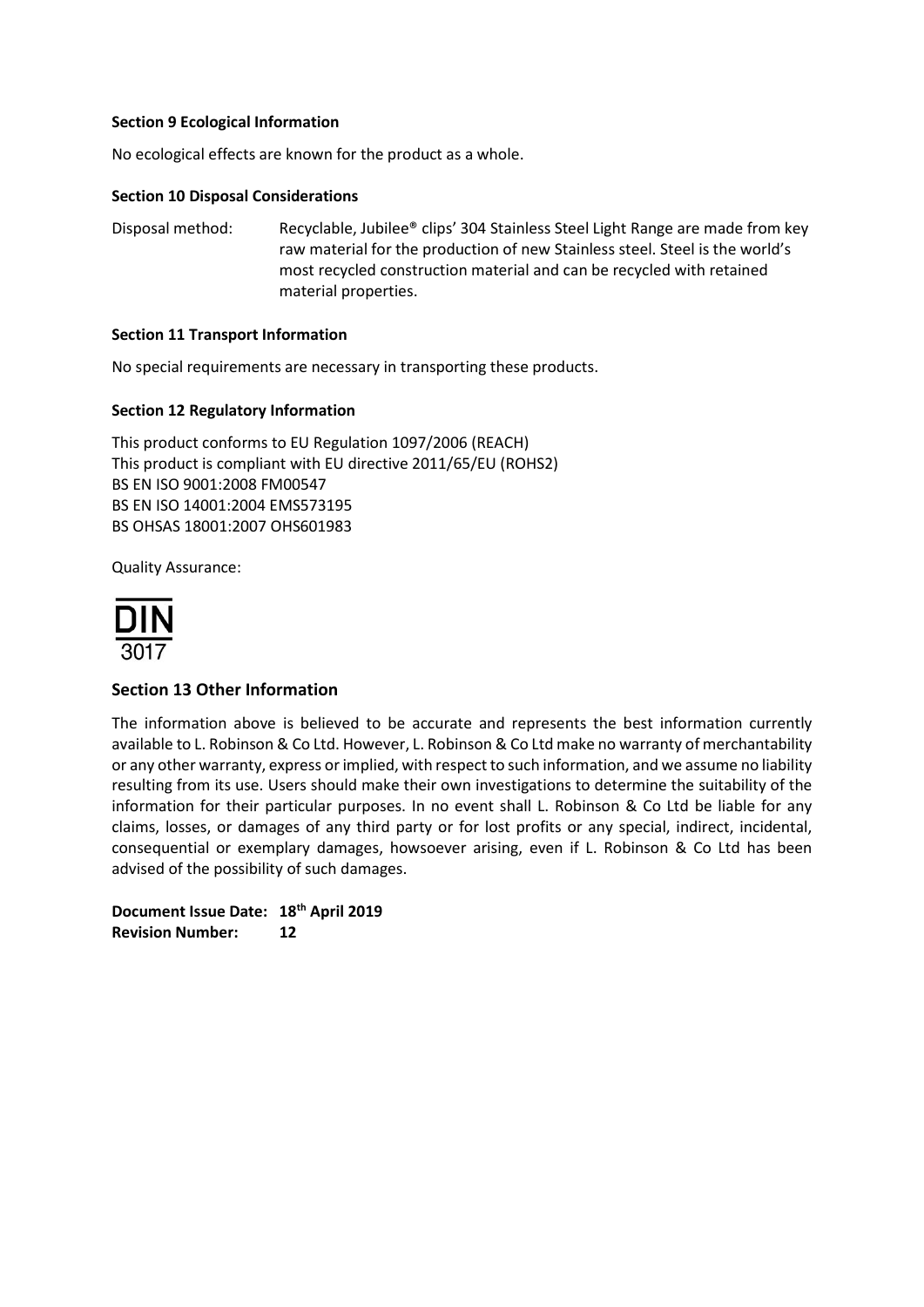**Section 9 Ecological Information**

No ecological effects are known for the product as a whole.

**Section 10 Disposal Considerations**

Disposal method: Recyclable, Jubilee® clips' 304 Stainless Steel Light Range are made from key raw material for the production of new Stainless steel. Steel is the world's most recycled construction material and can be recycled with retained material properties.

**Section 11 Transport Information**

No special requirements are necessary in transporting these products.

**Section 12 Regulatory Information**

This product conforms to EU Regulation 1097/2006 (REACH)
This product is compliant with EU directive 2011/65/EU (ROHS2)
BS EN ISO 9001:2008 FM00547
BS EN ISO 14001:2004 EMS573195
BS OHSAS 18001:2007 OHS601983

Quality Assurance:

DIN
3017

## Section 13 Other Information

The information above is believed to be accurate and represents the best information currently available to L. Robinson & Co Ltd. However, L. Robinson & Co Ltd make no warranty of merchantability or any other warranty, express or implied, with respect to such information, and we assume no liability resulting from its use. Users should make their own investigations to determine the suitability of the information for their particular purposes. In no event shall L. Robinson & Co Ltd be liable for any claims, losses, or damages of any third party or for lost profits or any special, indirect, incidental, consequential or exemplary damages, howsoever arising, even if L. Robinson & Co Ltd has been advised of the possibility of such damages.

**Document Issue Date: 18th April 2019**
**Revision Number: 12**